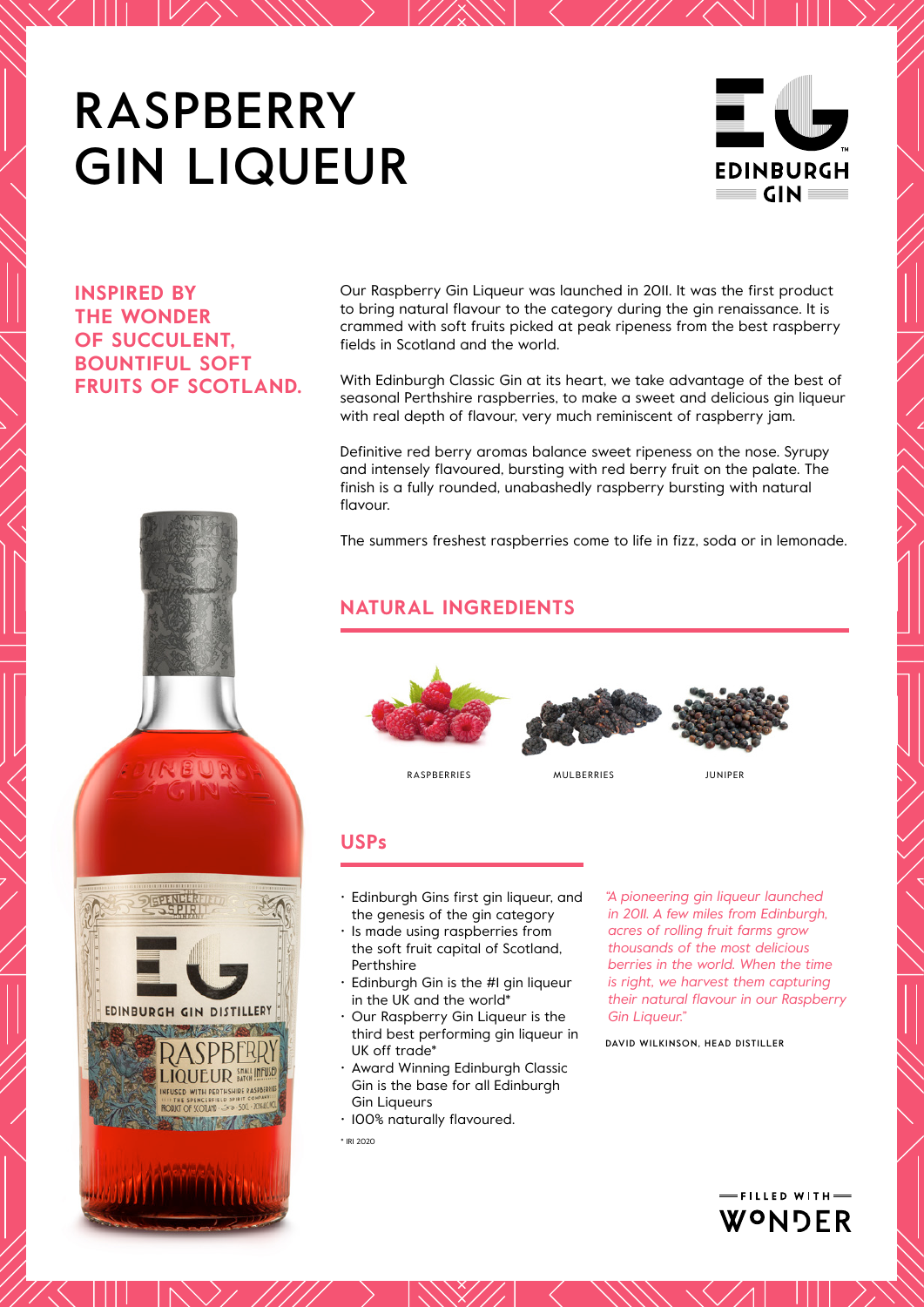# RASPBERRY GIN LIQUEUR

EDINBURGH GIN

## INSPIRED BY THE WONDER OF SUCCULENT, BOUNTIFUL SOFT FRUITS OF SCOTLAND.

Our Raspberry Gin Liqueur was launched in 2011. It was the first product to bring natural flavour to the category during the gin renaissance. It is crammed with soft fruits picked at peak ripeness from the best raspberry fields in Scotland and the world.

With Edinburgh Classic Gin at its heart, we take advantage of the best of seasonal Perthshire raspberries, to make a sweet and delicious gin liqueur with real depth of flavour, very much reminiscent of raspberry jam.

Definitive red berry aromas balance sweet ripeness on the nose. Syrupy and intensely flavoured, bursting with red berry fruit on the palate. The finish is a fully rounded, unabashedly raspberry bursting with natural flavour.

The summers freshest raspberries come to life in fizz, soda or in lemonade.

## NATURAL INGREDIENTS

RASPBERRIES

MULBERRIES

JUNIPER

## USPs

- Edinburgh Gins first gin liqueur, and the genesis of the gin category
- Is made using raspberries from the soft fruit capital of Scotland, Perthshire
- Edinburgh Gin is the #1 gin liqueur in the UK and the world*
- Our Raspberry Gin Liqueur is the third best performing gin liqueur in UK off trade*
- Award Winning Edinburgh Classic Gin is the base for all Edinburgh Gin Liqueurs
- 100% naturally flavoured.

* IRI 2020

*"A pioneering gin liqueur launched in 2011. A few miles from Edinburgh, acres of rolling fruit farms grow thousands of the most delicious berries in the world. When the time is right, we harvest them capturing their natural flavour in our Raspberry Gin Liqueur."*

DAVID WILKINSON, HEAD DISTILLER

FILLED WITH WONDER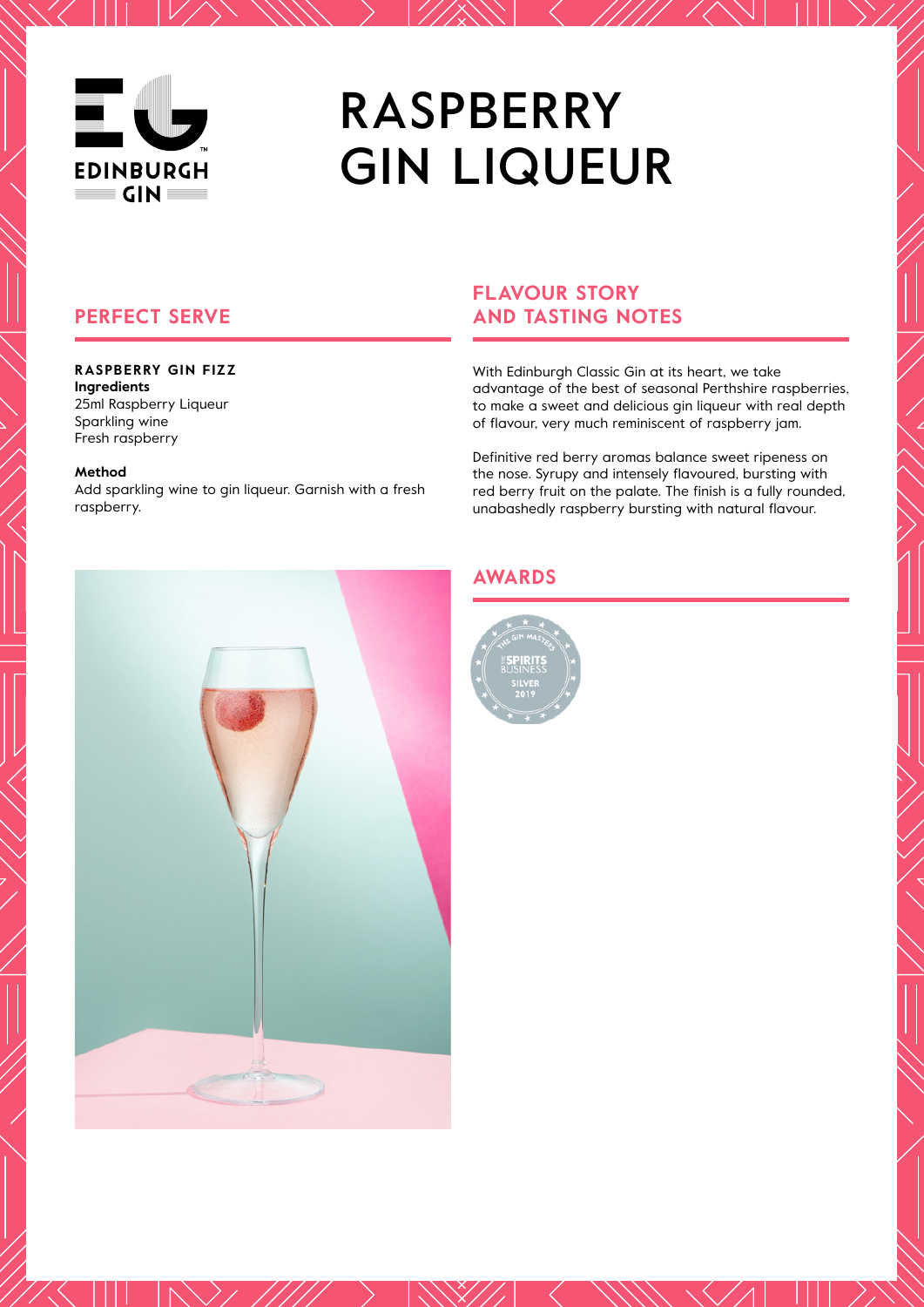EDINBURGH GIN

# RASPBERRY GIN LIQUEUR

## PERFECT SERVE

**RASPBERRY GIN FIZZ**

**Ingredients**

25ml Raspberry Liqueur
Sparkling wine
Fresh raspberry

**Method**

Add sparkling wine to gin liqueur. Garnish with a fresh raspberry.

## FLAVOUR STORY AND TASTING NOTES

With Edinburgh Classic Gin at its heart, we take advantage of the best of seasonal Perthshire raspberries, to make a sweet and delicious gin liqueur with real depth of flavour, very much reminiscent of raspberry jam.

Definitive red berry aromas balance sweet ripeness on the nose. Syrupy and intensely flavoured, bursting with red berry fruit on the palate. The finish is a fully rounded, unabashedly raspberry bursting with natural flavour.

## AWARDS

The Gin Masters – The Spirits Business – Silver 2019